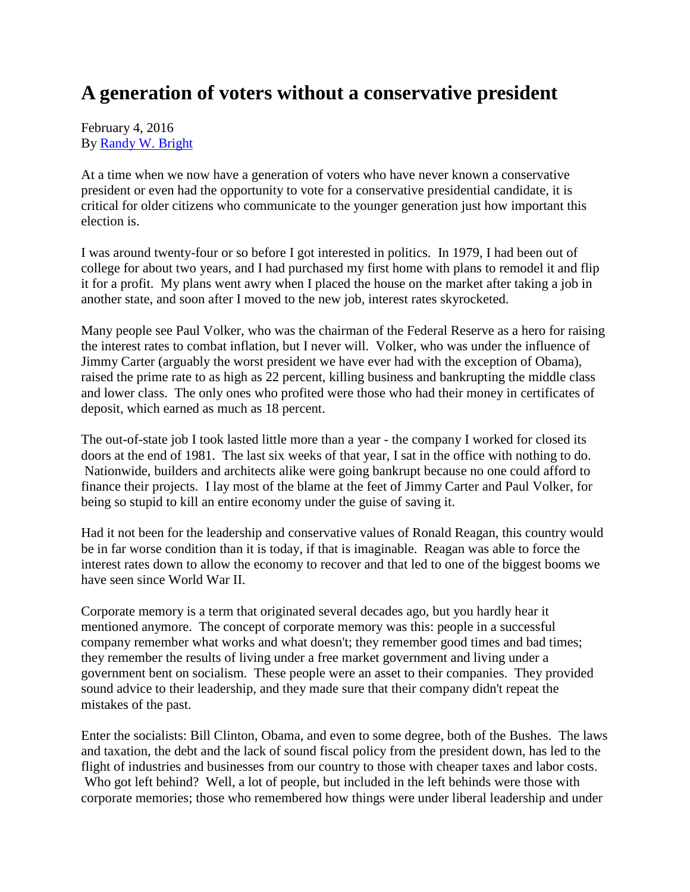# A generation of voters without a conservative president

February 4, 2016
By [Randy W. Bright]

At a time when we now have a generation of voters who have never known a conservative president or even had the opportunity to vote for a conservative presidential candidate, it is critical for older citizens who communicate to the younger generation just how important this election is.

I was around twenty-four or so before I got interested in politics. In 1979, I had been out of college for about two years, and I had purchased my first home with plans to remodel it and flip it for a profit. My plans went awry when I placed the house on the market after taking a job in another state, and soon after I moved to the new job, interest rates skyrocketed.

Many people see Paul Volker, who was the chairman of the Federal Reserve as a hero for raising the interest rates to combat inflation, but I never will. Volker, who was under the influence of Jimmy Carter (arguably the worst president we have ever had with the exception of Obama), raised the prime rate to as high as 22 percent, killing business and bankrupting the middle class and lower class. The only ones who profited were those who had their money in certificates of deposit, which earned as much as 18 percent.

The out-of-state job I took lasted little more than a year - the company I worked for closed its doors at the end of 1981. The last six weeks of that year, I sat in the office with nothing to do. Nationwide, builders and architects alike were going bankrupt because no one could afford to finance their projects. I lay most of the blame at the feet of Jimmy Carter and Paul Volker, for being so stupid to kill an entire economy under the guise of saving it.

Had it not been for the leadership and conservative values of Ronald Reagan, this country would be in far worse condition than it is today, if that is imaginable. Reagan was able to force the interest rates down to allow the economy to recover and that led to one of the biggest booms we have seen since World War II.

Corporate memory is a term that originated several decades ago, but you hardly hear it mentioned anymore. The concept of corporate memory was this: people in a successful company remember what works and what doesn't; they remember good times and bad times; they remember the results of living under a free market government and living under a government bent on socialism. These people were an asset to their companies. They provided sound advice to their leadership, and they made sure that their company didn't repeat the mistakes of the past.

Enter the socialists: Bill Clinton, Obama, and even to some degree, both of the Bushes. The laws and taxation, the debt and the lack of sound fiscal policy from the president down, has led to the flight of industries and businesses from our country to those with cheaper taxes and labor costs. Who got left behind? Well, a lot of people, but included in the left behinds were those with corporate memories; those who remembered how things were under liberal leadership and under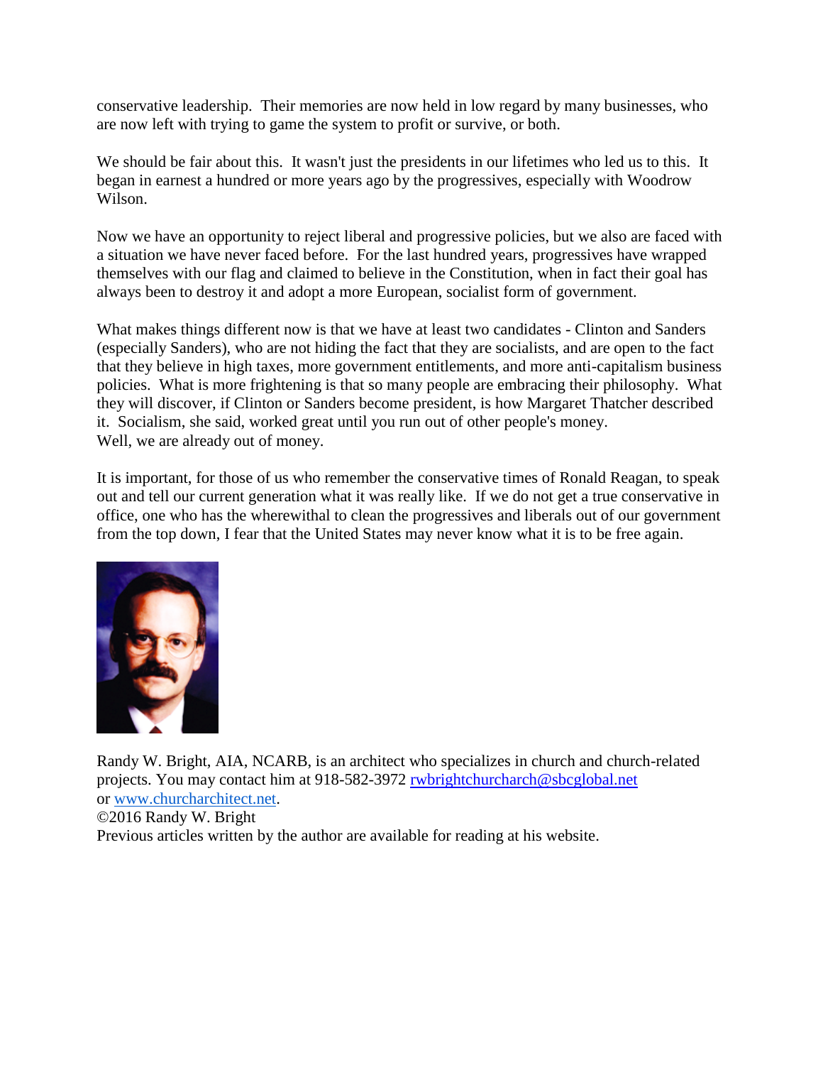conservative leadership. Their memories are now held in low regard by many businesses, who are now left with trying to game the system to profit or survive, or both.

We should be fair about this. It wasn't just the presidents in our lifetimes who led us to this. It began in earnest a hundred or more years ago by the progressives, especially with Woodrow Wilson.

Now we have an opportunity to reject liberal and progressive policies, but we also are faced with a situation we have never faced before. For the last hundred years, progressives have wrapped themselves with our flag and claimed to believe in the Constitution, when in fact their goal has always been to destroy it and adopt a more European, socialist form of government.

What makes things different now is that we have at least two candidates - Clinton and Sanders (especially Sanders), who are not hiding the fact that they are socialists, and are open to the fact that they believe in high taxes, more government entitlements, and more anti-capitalism business policies. What is more frightening is that so many people are embracing their philosophy. What they will discover, if Clinton or Sanders become president, is how Margaret Thatcher described it. Socialism, she said, worked great until you run out of other people's money.
Well, we are already out of money.

It is important, for those of us who remember the conservative times of Ronald Reagan, to speak out and tell our current generation what it was really like. If we do not get a true conservative in office, one who has the wherewithal to clean the progressives and liberals out of our government from the top down, I fear that the United States may never know what it is to be free again.

Randy W. Bright, AIA, NCARB, is an architect who specializes in church and church-related projects. You may contact him at 918-582-3972 [rwbrightchurcharch@sbcglobal.net](mailto:rwbrightchurcharch@sbcglobal.net)
or [www.churcharchitect.net](http://www.churcharchitect.net).
©2016 Randy W. Bright
Previous articles written by the author are available for reading at his website.